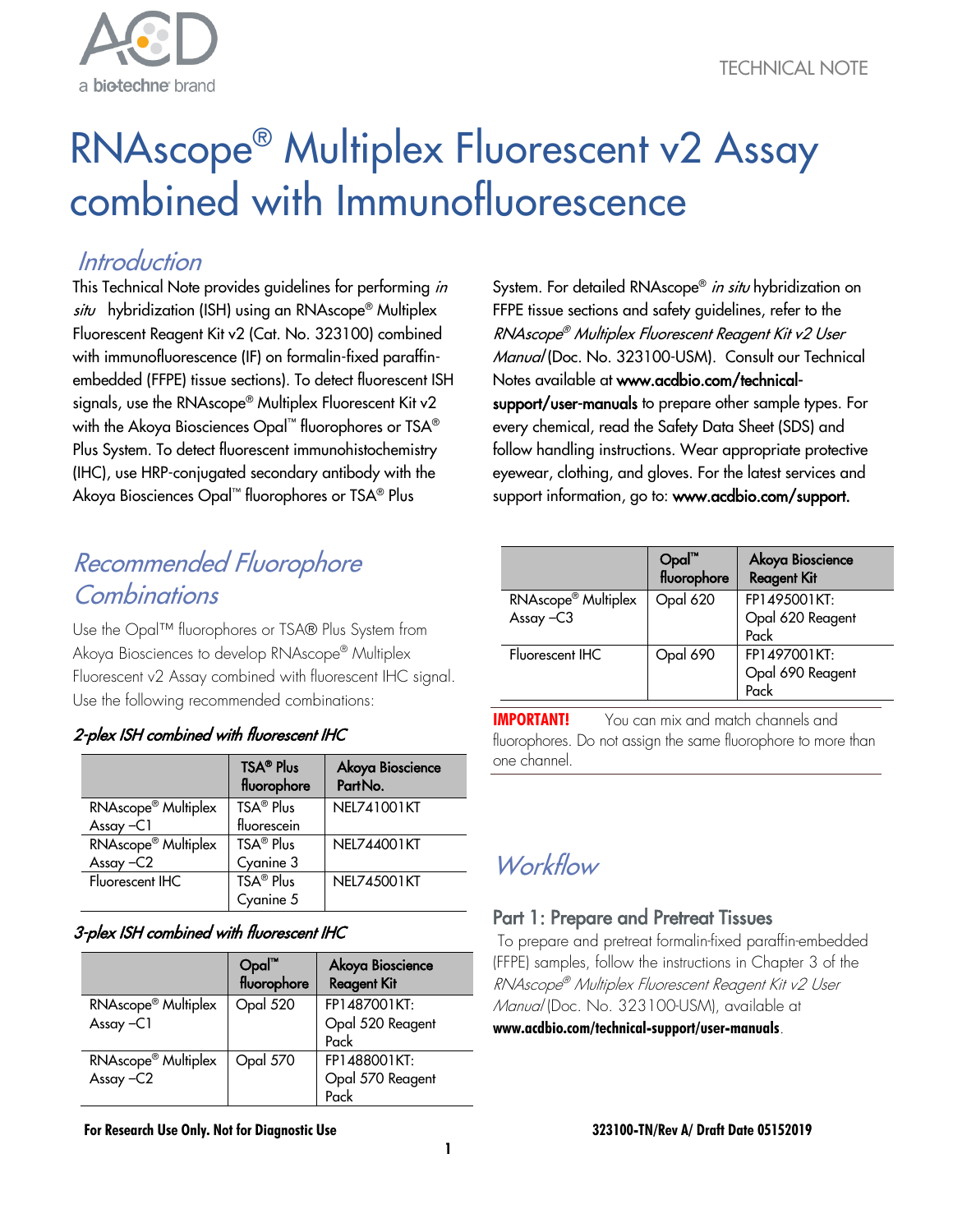TECHNICAL NOTE

# RNAscope® Multiplex Fluorescent v2 Assay combined with Immunofluorescence

## *Introduction*

This Technical Note provides guidelines for performing *in situ* hybridization (ISH) using an RNAscope® Multiplex Fluorescent Reagent Kit v2 (Cat. No. 323100) combined with immunofluorescence (IF) on formalin-fixed paraffin-embedded (FFPE) tissue sections). To detect fluorescent ISH signals, use the RNAscope® Multiplex Fluorescent Kit v2 with the Akoya Biosciences Opal™ fluorophores or TSA® Plus System. To detect fluorescent immunohistochemistry (IHC), use HRP-conjugated secondary antibody with the Akoya Biosciences Opal™ fluorophores or TSA® Plus System. For detailed RNAscope® *in situ* hybridization on FFPE tissue sections and safety guidelines, refer to the *RNAscope® Multiplex Fluorescent Reagent Kit v2 User Manual* (Doc. No. 323100-USM). Consult our Technical Notes available at **www.acdbio.com/technical-support/user-manuals** to prepare other sample types. For every chemical, read the Safety Data Sheet (SDS) and follow handling instructions. Wear appropriate protective eyewear, clothing, and gloves. For the latest services and support information, go to: **www.acdbio.com/support.**

## *Recommended Fluorophore Combinations*

Use the Opal™ fluorophores or TSA® Plus System from Akoya Biosciences to develop RNAscope® Multiplex Fluorescent v2 Assay combined with fluorescent IHC signal. Use the following recommended combinations:

### *2-plex ISH combined with fluorescent IHC*

| | TSA® Plus fluorophore | Akoya Bioscience PartNo. |
|---|---|---|
| RNAscope® Multiplex Assay –C1 | TSA® Plus fluorescein | NEL741001KT |
| RNAscope® Multiplex Assay –C2 | TSA® Plus Cyanine 3 | NEL744001KT |
| Fluorescent IHC | TSA® Plus Cyanine 5 | NEL745001KT |

### *3-plex ISH combined with fluorescent IHC*

| | Opal™ fluorophore | Akoya Bioscience Reagent Kit |
|---|---|---|
| RNAscope® Multiplex Assay –C1 | Opal 520 | FP1487001KT: Opal 520 Reagent Pack |
| RNAscope® Multiplex Assay –C2 | Opal 570 | FP1488001KT: Opal 570 Reagent Pack |
| RNAscope® Multiplex Assay –C3 | Opal 620 | FP1495001KT: Opal 620 Reagent Pack |
| Fluorescent IHC | Opal 690 | FP1497001KT: Opal 690 Reagent Pack |

**IMPORTANT!** You can mix and match channels and fluorophores. Do not assign the same fluorophore to more than one channel.

## *Workflow*

### Part 1: Prepare and Pretreat Tissues

To prepare and pretreat formalin-fixed paraffin-embedded (FFPE) samples, follow the instructions in Chapter 3 of the *RNAscope® Multiplex Fluorescent Reagent Kit v2 User Manual* (Doc. No. 323100-USM), available at **www.acdbio.com/technical-support/user-manuals**.

**For Research Use Only. Not for Diagnostic Use**

**323100-TN/Rev A/ Draft Date 05152019**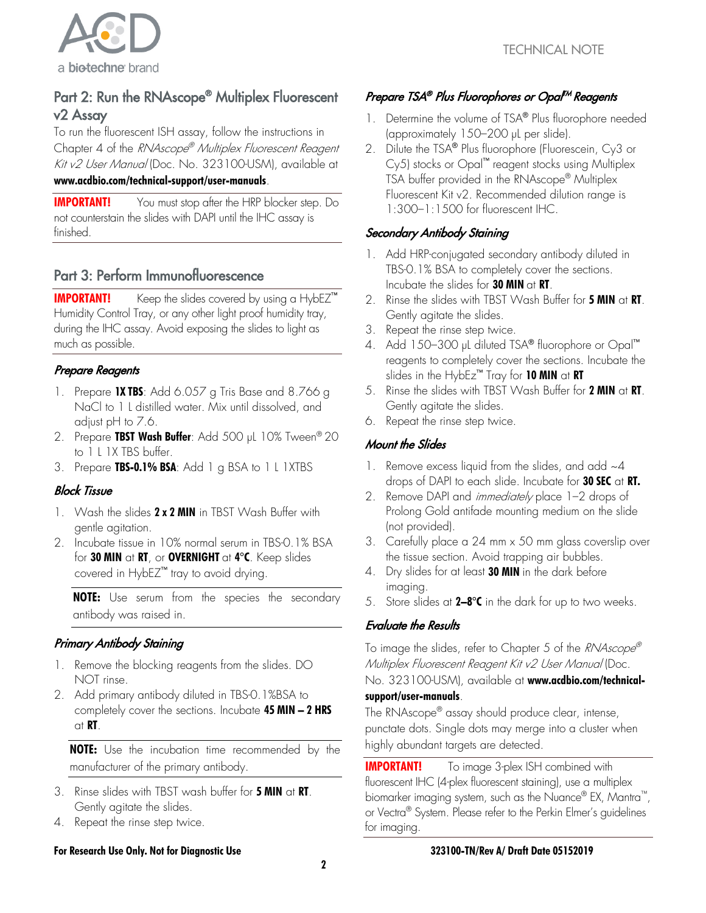## Part 2: Run the RNAscope® Multiplex Fluorescent v2 Assay

To run the fluorescent ISH assay, follow the instructions in Chapter 4 of the *RNAscope® Multiplex Fluorescent Reagent Kit v2 User Manual* (Doc. No. 323100-USM), available at **www.acdbio.com/technical-support/user-manuals**.

**IMPORTANT!** You must stop after the HRP blocker step. Do not counterstain the slides with DAPI until the IHC assay is finished.

## Part 3: Perform Immunofluorescence

**IMPORTANT!** Keep the slides covered by using a HybEZ™ Humidity Control Tray, or any other light proof humidity tray, during the IHC assay. Avoid exposing the slides to light as much as possible.

### *Prepare Reagents*

1. Prepare **1X TBS**: Add 6.057 g Tris Base and 8.766 g NaCl to 1 L distilled water. Mix until dissolved, and adjust pH to 7.6.
2. Prepare **TBST Wash Buffer**: Add 500 µL 10% Tween® 20 to 1 L 1X TBS buffer.
3. Prepare **TBS-0.1% BSA**: Add 1 g BSA to 1 L 1XTBS

### *Block Tissue*

1. Wash the slides **2 x 2 MIN** in TBST Wash Buffer with gentle agitation.
2. Incubate tissue in 10% normal serum in TBS-0.1% BSA for **30 MIN** at **RT**, or **OVERNIGHT** at **4°C**. Keep slides covered in HybEZ™ tray to avoid drying.

**NOTE:** Use serum from the species the secondary antibody was raised in.

### *Primary Antibody Staining*

1. Remove the blocking reagents from the slides. DO NOT rinse.
2. Add primary antibody diluted in TBS-0.1%BSA to completely cover the sections. Incubate **45 MIN – 2 HRS** at **RT**.

**NOTE:** Use the incubation time recommended by the manufacturer of the primary antibody.

3. Rinse slides with TBST wash buffer for **5 MIN** at **RT**. Gently agitate the slides.
4. Repeat the rinse step twice.

### *Prepare TSA® Plus Fluorophores or Opal™ Reagents*

1. Determine the volume of TSA® Plus fluorophore needed (approximately 150–200 µL per slide).
2. Dilute the TSA® Plus fluorophore (Fluorescein, Cy3 or Cy5) stocks or Opal™ reagent stocks using Multiplex TSA buffer provided in the RNAscope® Multiplex Fluorescent Kit v2. Recommended dilution range is 1:300–1:1500 for fluorescent IHC.

### *Secondary Antibody Staining*

1. Add HRP-conjugated secondary antibody diluted in TBS-0.1% BSA to completely cover the sections. Incubate the slides for **30 MIN** at **RT**.
2. Rinse the slides with TBST Wash Buffer for **5 MIN** at **RT**. Gently agitate the slides.
3. Repeat the rinse step twice.
4. Add 150–300 µL diluted TSA® fluorophore or Opal™ reagents to completely cover the sections. Incubate the slides in the HybEz™ Tray for **10 MIN** at **RT**
5. Rinse the slides with TBST Wash Buffer for **2 MIN** at **RT**. Gently agitate the slides.
6. Repeat the rinse step twice.

### *Mount the Slides*

1. Remove excess liquid from the slides, and add ~4 drops of DAPI to each slide. Incubate for **30 SEC** at **RT.**
2. Remove DAPI and *immediately* place 1–2 drops of Prolong Gold antifade mounting medium on the slide (not provided).
3. Carefully place a 24 mm x 50 mm glass coverslip over the tissue section. Avoid trapping air bubbles.
4. Dry slides for at least **30 MIN** in the dark before imaging.
5. Store slides at **2–8°C** in the dark for up to two weeks.

### *Evaluate the Results*

To image the slides, refer to Chapter 5 of the *RNAscope® Multiplex Fluorescent Reagent Kit v2 User Manual* (Doc. No. 323100-USM), available at **www.acdbio.com/technical-support/user-manuals**.

The RNAscope® assay should produce clear, intense, punctate dots. Single dots may merge into a cluster when highly abundant targets are detected.

**IMPORTANT!** To image 3-plex ISH combined with fluorescent IHC (4-plex fluorescent staining), use a multiplex biomarker imaging system, such as the Nuance® EX, Mantra™, or Vectra® System. Please refer to the Perkin Elmer's guidelines for imaging.

**For Research Use Only. Not for Diagnostic Use** **323100-TN/Rev A/ Draft Date 05152019**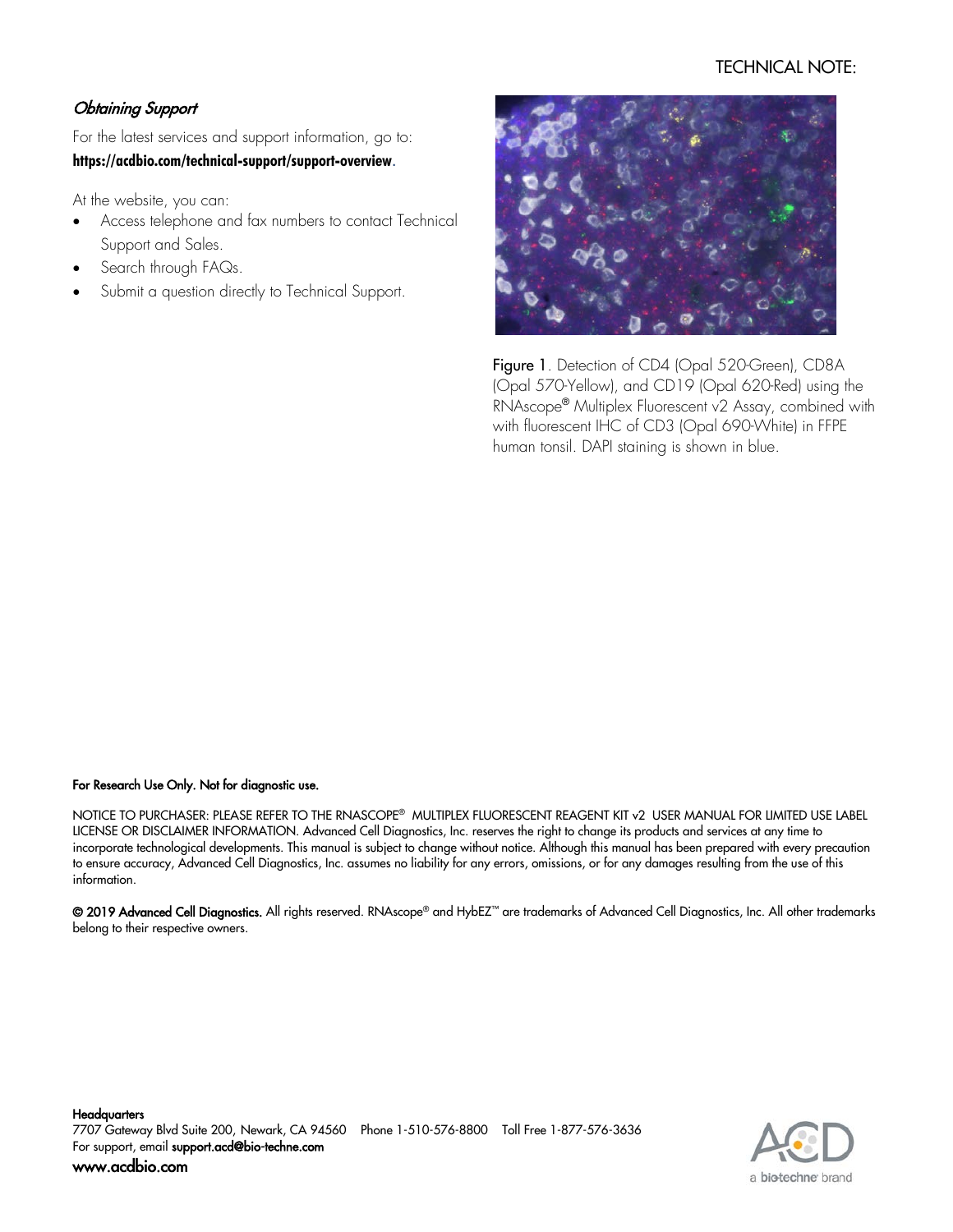### *Obtaining Support*

For the latest services and support information, go to:
**https://acdbio.com/technical-support/support-overview**.

At the website, you can:

- Access telephone and fax numbers to contact Technical Support and Sales.
- Search through FAQs.
- Submit a question directly to Technical Support.

**Figure 1**. Detection of CD4 (Opal 520-Green), CD8A (Opal 570-Yellow), and CD19 (Opal 620-Red) using the RNAscope® Multiplex Fluorescent v2 Assay, combined with with fluorescent IHC of CD3 (Opal 690-White) in FFPE human tonsil. DAPI staining is shown in blue.

**For Research Use Only. Not for diagnostic use.**

NOTICE TO PURCHASER: PLEASE REFER TO THE RNASCOPE® MULTIPLEX FLUORESCENT REAGENT KIT v2 USER MANUAL FOR LIMITED USE LABEL LICENSE OR DISCLAIMER INFORMATION. Advanced Cell Diagnostics, Inc. reserves the right to change its products and services at any time to incorporate technological developments. This manual is subject to change without notice. Although this manual has been prepared with every precaution to ensure accuracy, Advanced Cell Diagnostics, Inc. assumes no liability for any errors, omissions, or for any damages resulting from the use of this information.

**© 2019 Advanced Cell Diagnostics.** All rights reserved. RNAscope® and HybEZ™ are trademarks of Advanced Cell Diagnostics, Inc. All other trademarks belong to their respective owners.

**Headquarters**
7707 Gateway Blvd Suite 200, Newark, CA 94560 Phone 1-510-576-8800 Toll Free 1-877-576-3636
For support, email **support.acd@bio-techne.com**
**www.acdbio.com**